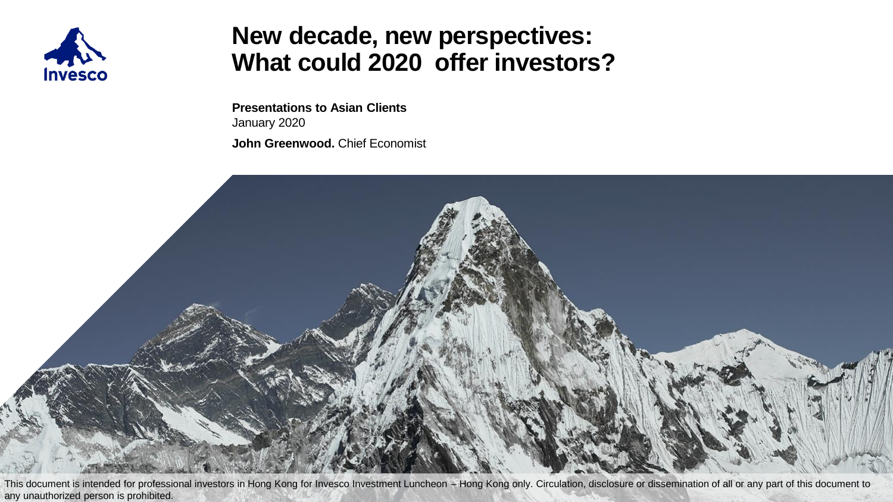# New decade, new perspectives: What could 2020 offer investors?

**Presentations to Asian Clients**
January 2020

**John Greenwood.** Chief Economist

This document is intended for professional investors in Hong Kong for Invesco Investment Luncheon – Hong Kong only. Circulation, disclosure or dissemination of all or any part of this document to any unauthorized person is prohibited.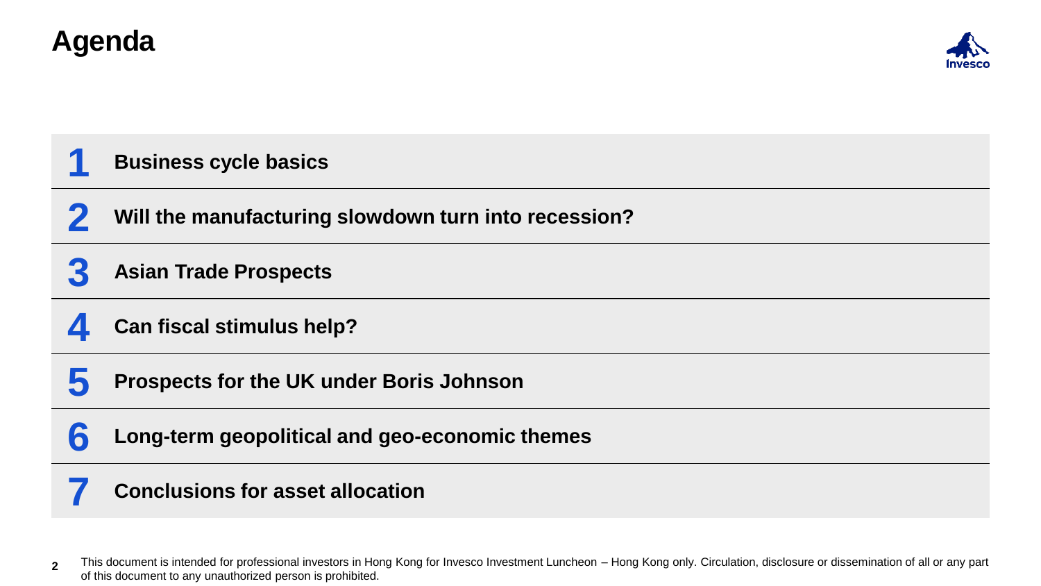# Agenda

1. **Business cycle basics**
2. **Will the manufacturing slowdown turn into recession?**
3. **Asian Trade Prospects**
4. **Can fiscal stimulus help?**
5. **Prospects for the UK under Boris Johnson**
6. **Long-term geopolitical and geo-economic themes**
7. **Conclusions for asset allocation**

This document is intended for professional investors in Hong Kong for Invesco Investment Luncheon – Hong Kong only. Circulation, disclosure or dissemination of all or any part of this document to any unauthorized person is prohibited.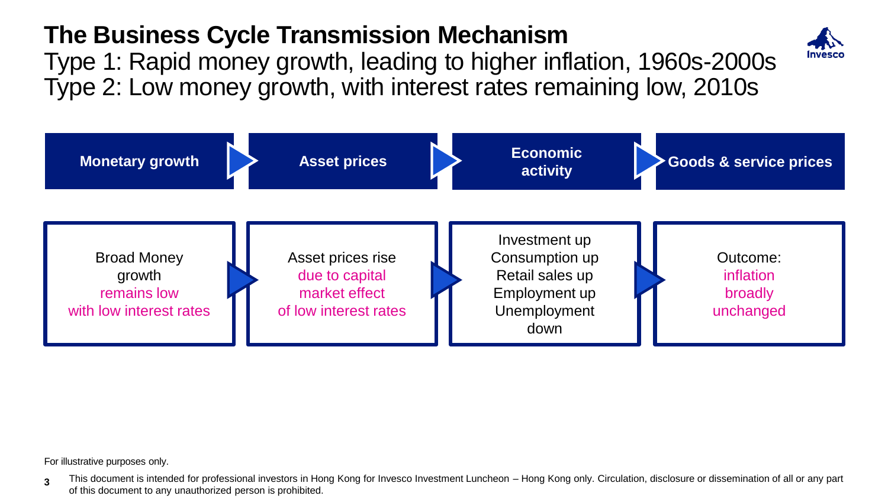# The Business Cycle Transmission Mechanism

Type 1: Rapid money growth, leading to higher inflation, 1960s-2000s
Type 2: Low money growth, with interest rates remaining low, 2010s

| Monetary growth | Asset prices | Economic activity | Goods & service prices |
|---|---|---|---|
| Broad Money growth remains low with low interest rates | Asset prices rise due to capital market effect of low interest rates | Investment up<br>Consumption up<br>Retail sales up<br>Employment up<br>Unemployment down | Outcome: inflation broadly unchanged |

For illustrative purposes only.

This document is intended for professional investors in Hong Kong for Invesco Investment Luncheon – Hong Kong only. Circulation, disclosure or dissemination of all or any part of this document to any unauthorized person is prohibited.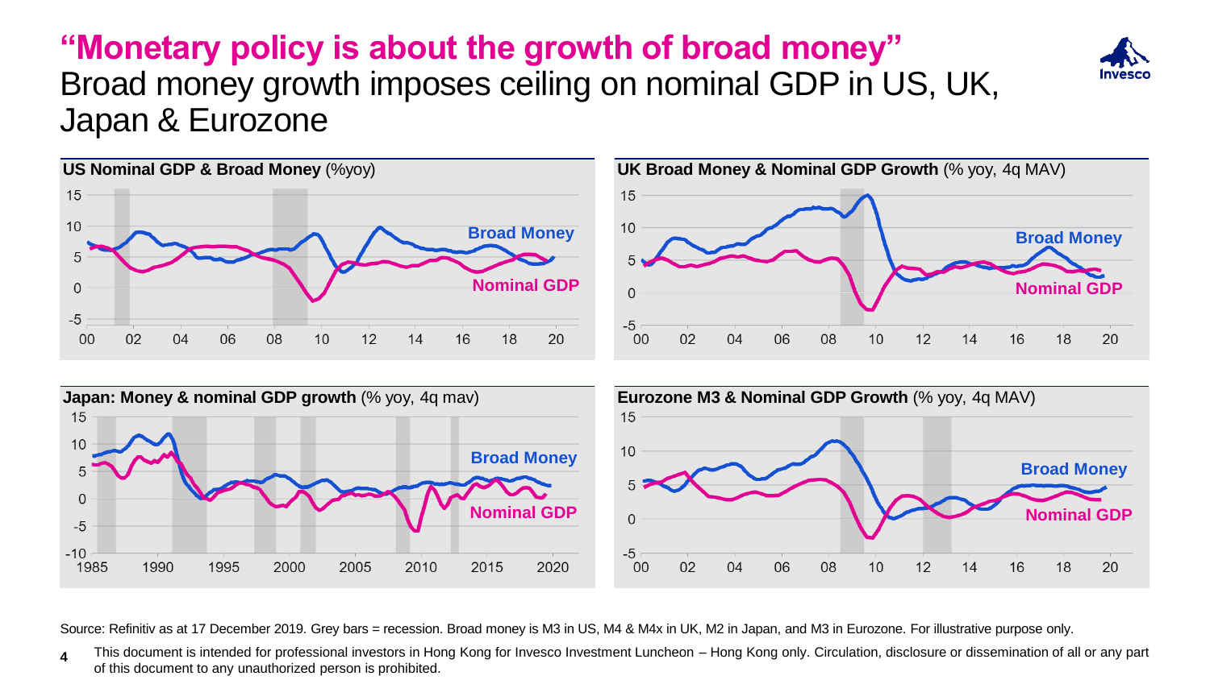# "Monetary policy is about the growth of broad money"

## Broad money growth imposes ceiling on nominal GDP in US, UK, Japan & Eurozone

**US Nominal GDP & Broad Money** (%yoy)

**UK Broad Money & Nominal GDP Growth** (% yoy, 4q MAV)

**Japan: Money & nominal GDP growth** (% yoy, 4q mav)

**Eurozone M3 & Nominal GDP Growth** (% yoy, 4q MAV)

Source: Refinitiv as at 17 December 2019. Grey bars = recession. Broad money is M3 in US, M4 & M4x in UK, M2 in Japan, and M3 in Eurozone. For illustrative purpose only.

This document is intended for professional investors in Hong Kong for Invesco Investment Luncheon – Hong Kong only. Circulation, disclosure or dissemination of all or any part of this document to any unauthorized person is prohibited.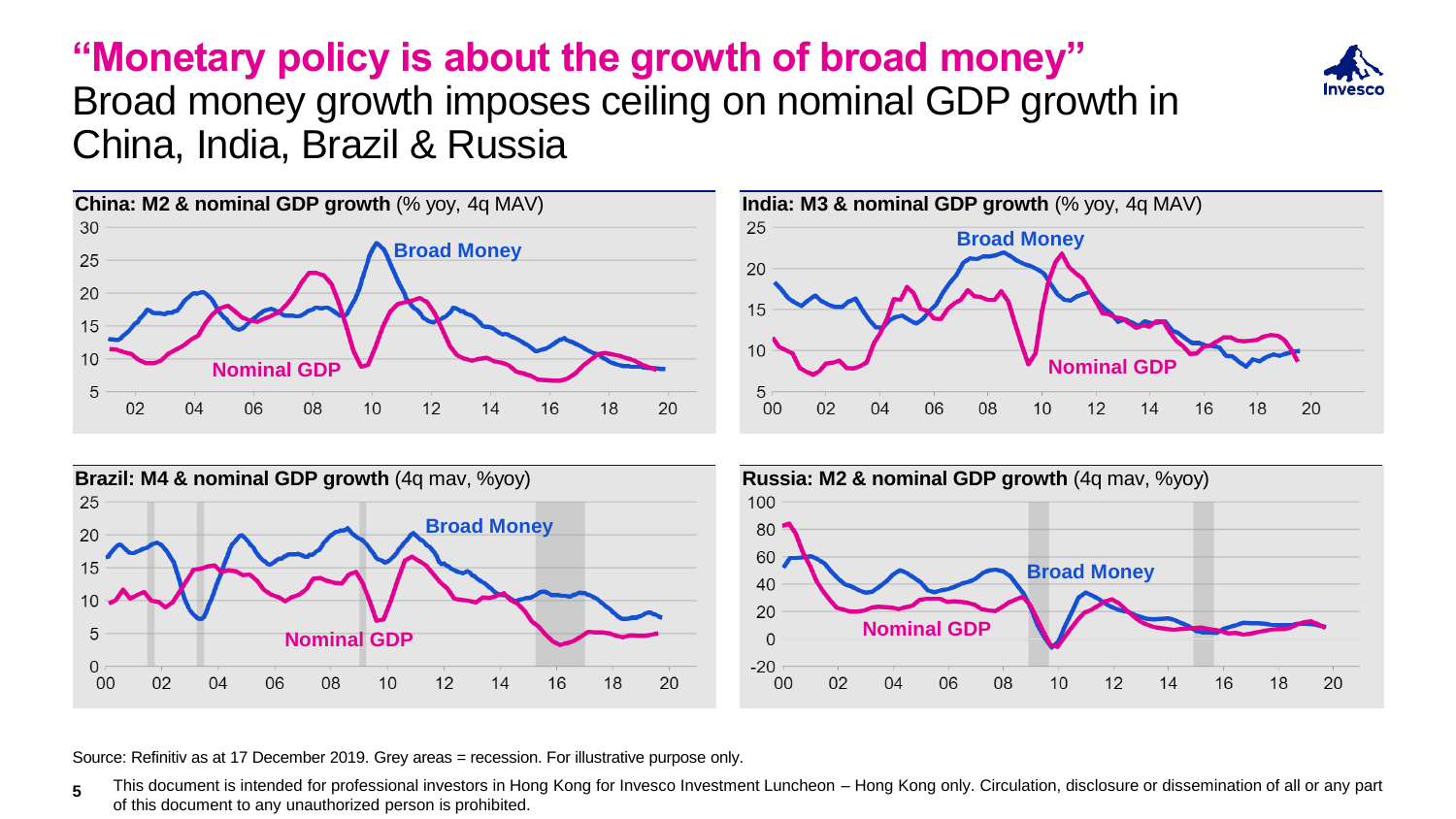# "Monetary policy is about the growth of broad money"

## Broad money growth imposes ceiling on nominal GDP growth in China, India, Brazil & Russia

**China: M2 & nominal GDP growth** (% yoy, 4q MAV)

**India: M3 & nominal GDP growth** (% yoy, 4q MAV)

**Brazil: M4 & nominal GDP growth** (4q mav, %yoy)

**Russia: M2 & nominal GDP growth** (4q mav, %yoy)

Source: Refinitiv as at 17 December 2019. Grey areas = recession. For illustrative purpose only.

This document is intended for professional investors in Hong Kong for Invesco Investment Luncheon – Hong Kong only. Circulation, disclosure or dissemination of all or any part of this document to any unauthorized person is prohibited.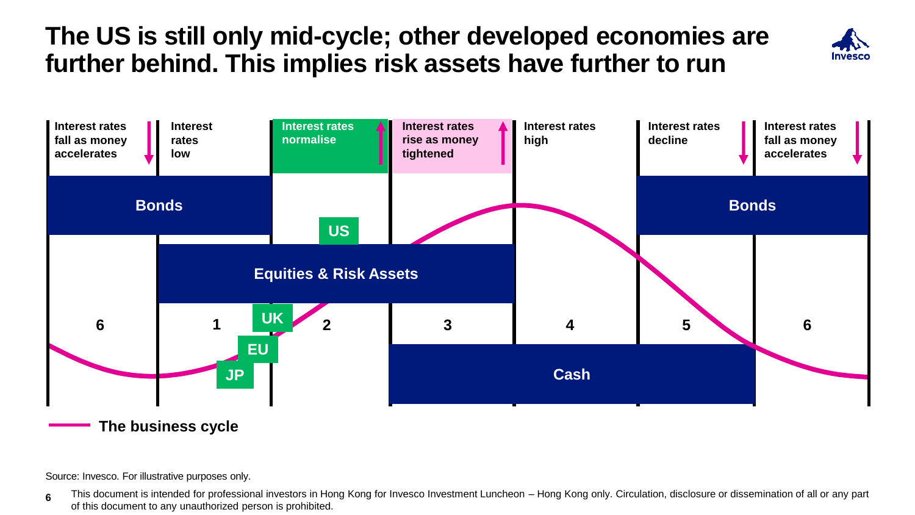# The US is still only mid-cycle; other developed economies are further behind. This implies risk assets have further to run

| 6 | 1 | 2 | 3 | 4 | 5 | 6 |
|---|---|---|---|---|---|---|
| Interest rates fall as money accelerates | Interest rates low | Interest rates normalise | Interest rates rise as money tightened | Interest rates high | Interest rates decline | Interest rates fall as money accelerates |

- Bonds: phases 6 and 1 (left); phases 5 and 6 (right)
- Equities & Risk Assets: phases 1, 2 and 3
- Cash: phases 3, 4 and 5
- Current positions on the business cycle: JP, EU and UK (phase 1 to 2); US (phase 2)

The business cycle

Source: Invesco. For illustrative purposes only.

This document is intended for professional investors in Hong Kong for Invesco Investment Luncheon – Hong Kong only. Circulation, disclosure or dissemination of all or any part of this document to any unauthorized person is prohibited.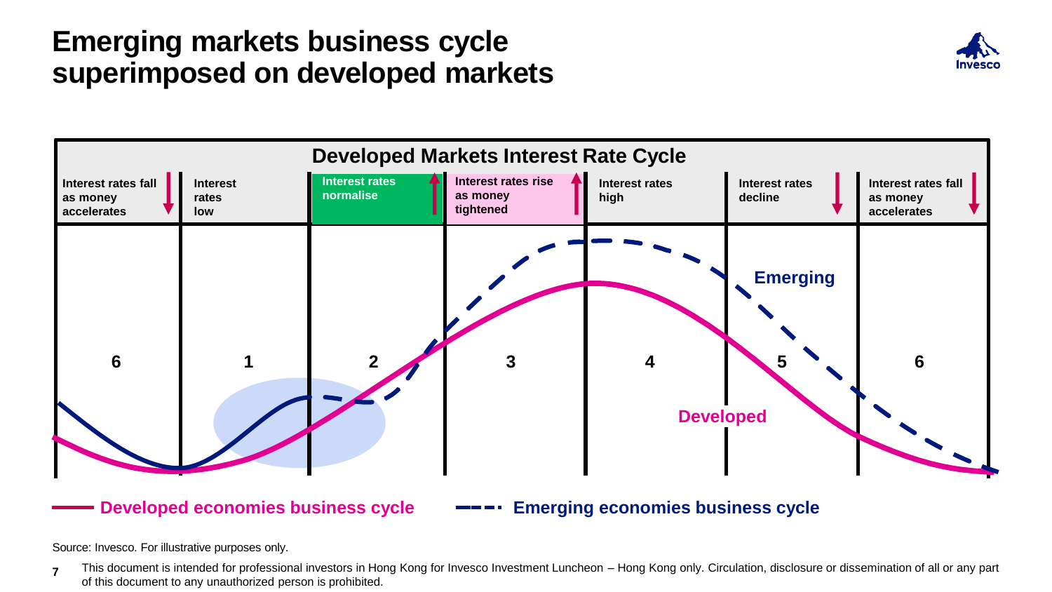# Emerging markets business cycle superimposed on developed markets

**Developed Markets Interest Rate Cycle**

| 6 | 1 | 2 | 3 | 4 | 5 | 6 |
|---|---|---|---|---|---|---|
| Interest rates fall as money accelerates | Interest rates low | Interest rates normalise | Interest rates rise as money tightened | Interest rates high | Interest rates decline | Interest rates fall as money accelerates |

Emerging

Developed

Developed economies business cycle — Emerging economies business cycle

Source: Invesco. For illustrative purposes only.

This document is intended for professional investors in Hong Kong for Invesco Investment Luncheon – Hong Kong only. Circulation, disclosure or dissemination of all or any part of this document to any unauthorized person is prohibited.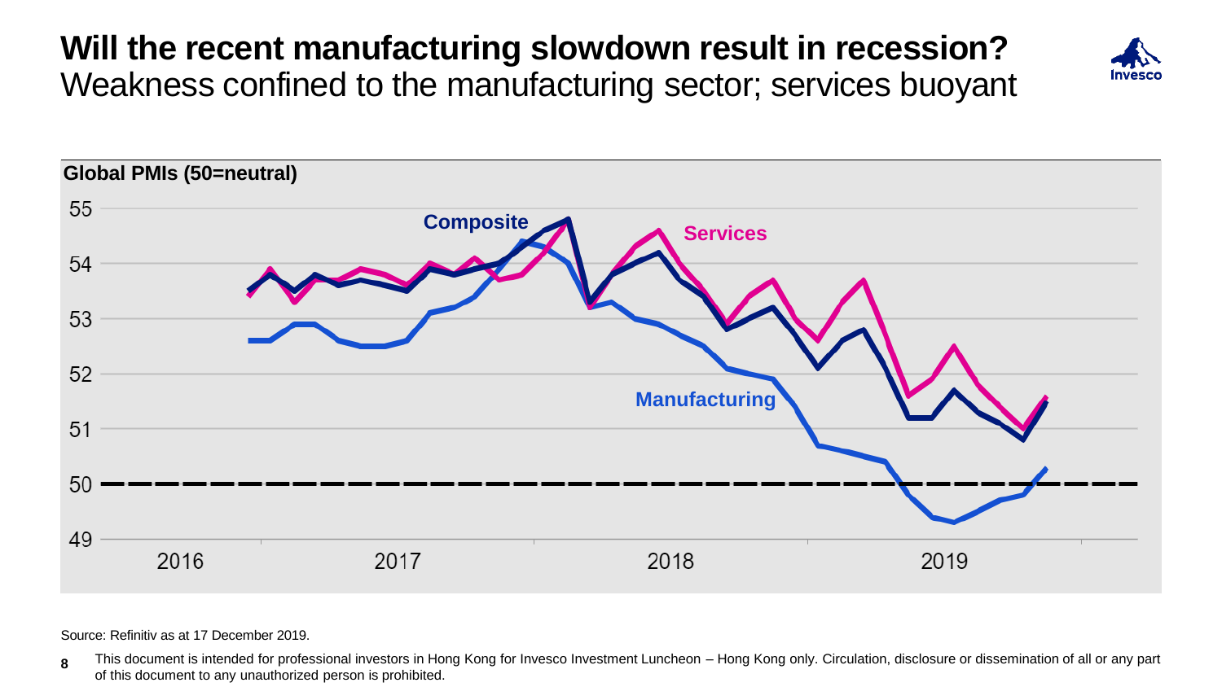# Will the recent manufacturing slowdown result in recession?

## Weakness confined to the manufacturing sector; services buoyant

**Global PMIs (50=neutral)**

Composite

Services

Manufacturing

55
54
53
52
51
50
49

2016 2017 2018 2019

Source: Refinitiv as at 17 December 2019.

This document is intended for professional investors in Hong Kong for Invesco Investment Luncheon – Hong Kong only. Circulation, disclosure or dissemination of all or any part of this document to any unauthorized person is prohibited.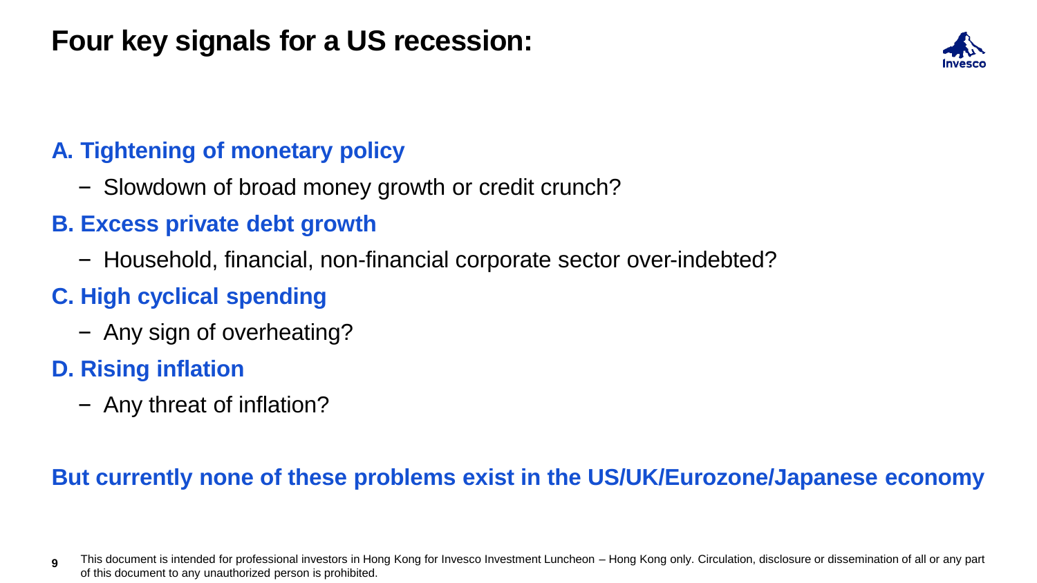# Four key signals for a US recession:

## A. Tightening of monetary policy

- Slowdown of broad money growth or credit crunch?

## B. Excess private debt growth

- Household, financial, non-financial corporate sector over-indebted?

## C. High cyclical spending

- Any sign of overheating?

## D. Rising inflation

- Any threat of inflation?

**But currently none of these problems exist in the US/UK/Eurozone/Japanese economy**

This document is intended for professional investors in Hong Kong for Invesco Investment Luncheon – Hong Kong only. Circulation, disclosure or dissemination of all or any part of this document to any unauthorized person is prohibited.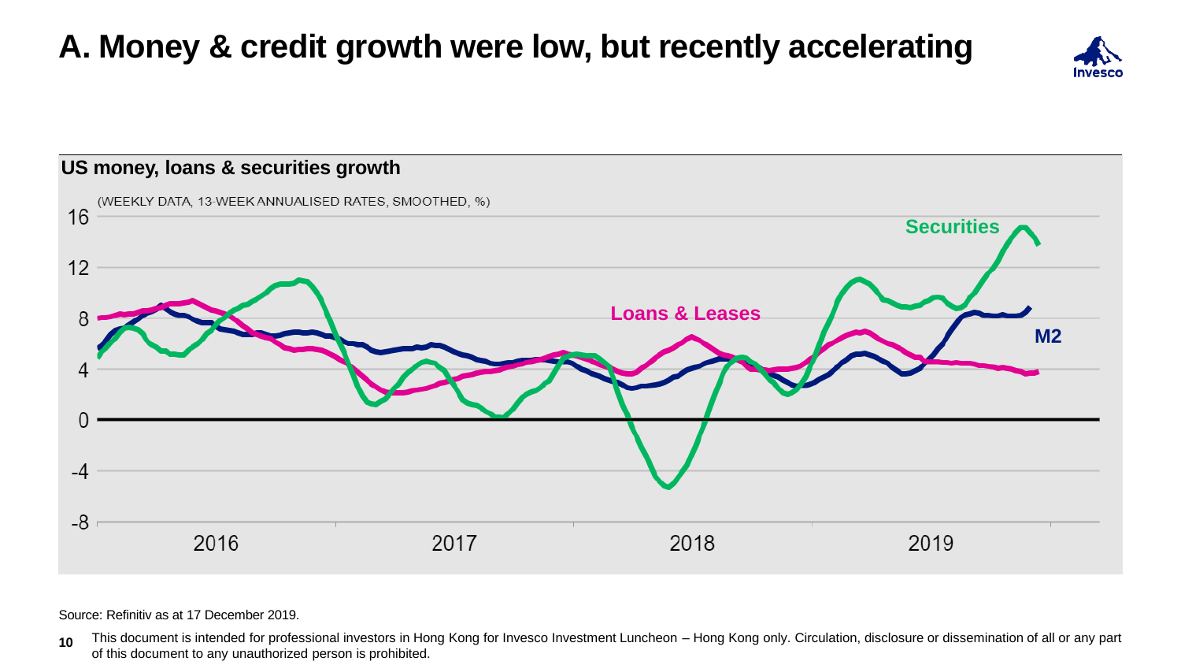# A. Money & credit growth were low, but recently accelerating

**US money, loans & securities growth**

(WEEKLY DATA, 13-WEEK ANNUALISED RATES, SMOOTHED, %)

Source: Refinitiv as at 17 December 2019.

This document is intended for professional investors in Hong Kong for Invesco Investment Luncheon – Hong Kong only. Circulation, disclosure or dissemination of all or any part of this document to any unauthorized person is prohibited.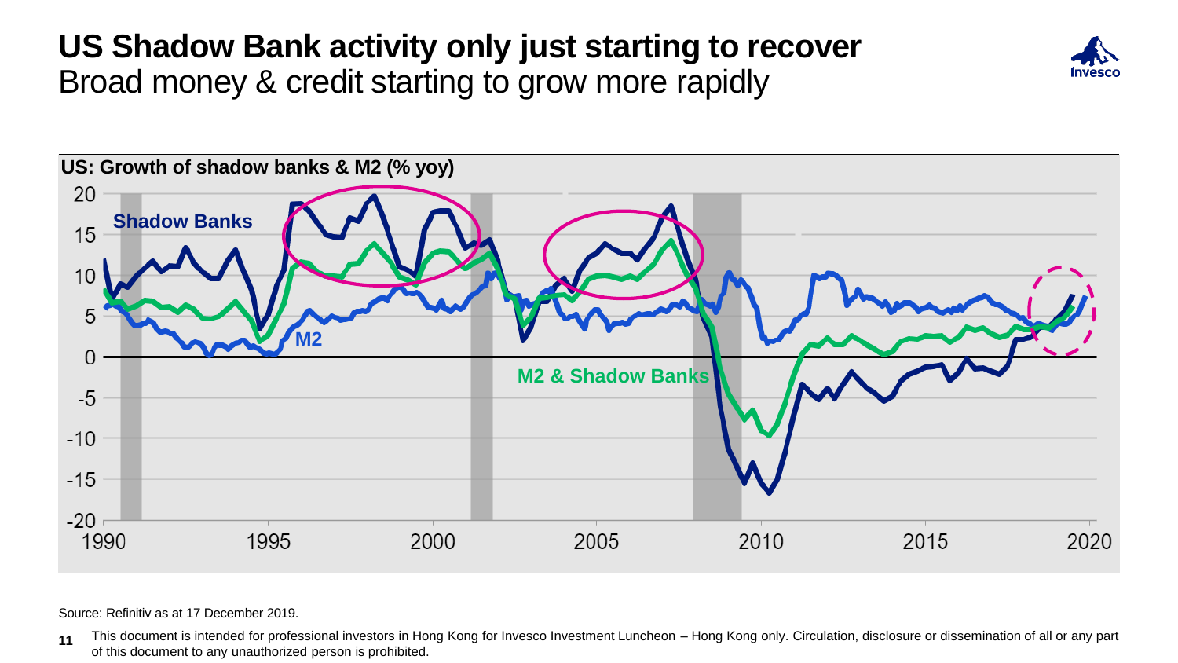# US Shadow Bank activity only just starting to recover

## Broad money & credit starting to grow more rapidly

**US: Growth of shadow banks & M2 (% yoy)**

Source: Refinitiv as at 17 December 2019.

This document is intended for professional investors in Hong Kong for Invesco Investment Luncheon – Hong Kong only. Circulation, disclosure or dissemination of all or any part of this document to any unauthorized person is prohibited.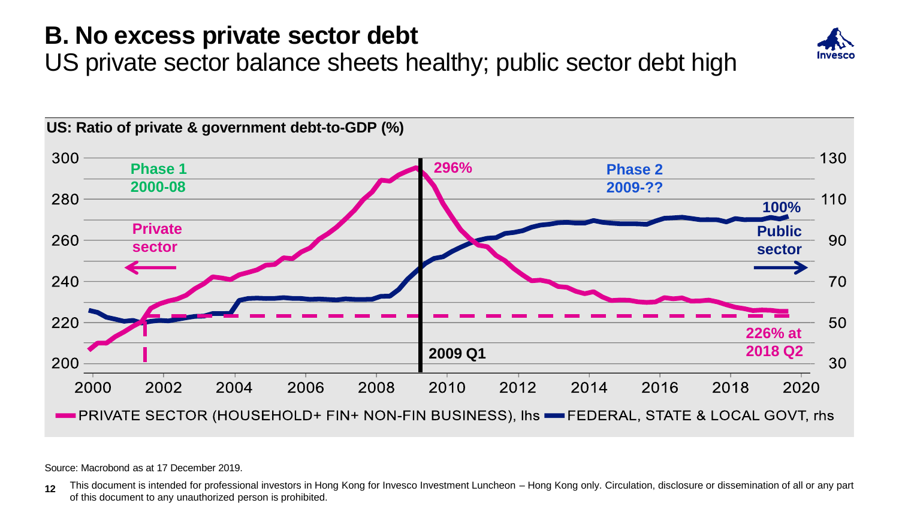# B. No excess private sector debt

US private sector balance sheets healthy; public sector debt high

**US: Ratio of private & government debt-to-GDP (%)**

Phase 1 2000-08

Private sector

296%

2009 Q1

Phase 2 2009-??

100% Public sector

226% at 2018 Q2

PRIVATE SECTOR (HOUSEHOLD+ FIN+ NON-FIN BUSINESS), lhs — FEDERAL, STATE & LOCAL GOVT, rhs

Source: Macrobond as at 17 December 2019.

This document is intended for professional investors in Hong Kong for Invesco Investment Luncheon – Hong Kong only. Circulation, disclosure or dissemination of all or any part of this document to any unauthorized person is prohibited.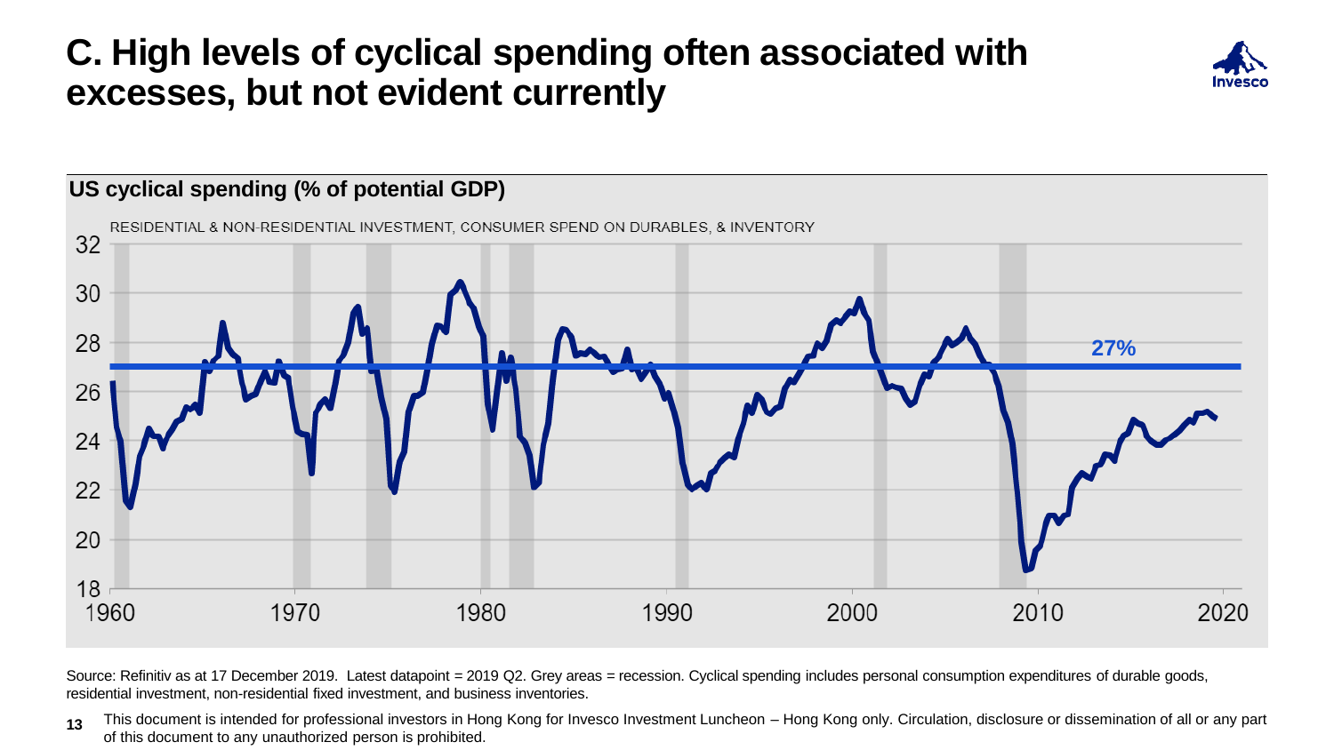# C. High levels of cyclical spending often associated with excesses, but not evident currently

**US cyclical spending (% of potential GDP)**

RESIDENTIAL & NON-RESIDENTIAL INVESTMENT, CONSUMER SPEND ON DURABLES, & INVENTORY

27%

Source: Refinitiv as at 17 December 2019. Latest datapoint = 2019 Q2. Grey areas = recession. Cyclical spending includes personal consumption expenditures of durable goods, residential investment, non-residential fixed investment, and business inventories.

This document is intended for professional investors in Hong Kong for Invesco Investment Luncheon – Hong Kong only. Circulation, disclosure or dissemination of all or any part of this document to any unauthorized person is prohibited.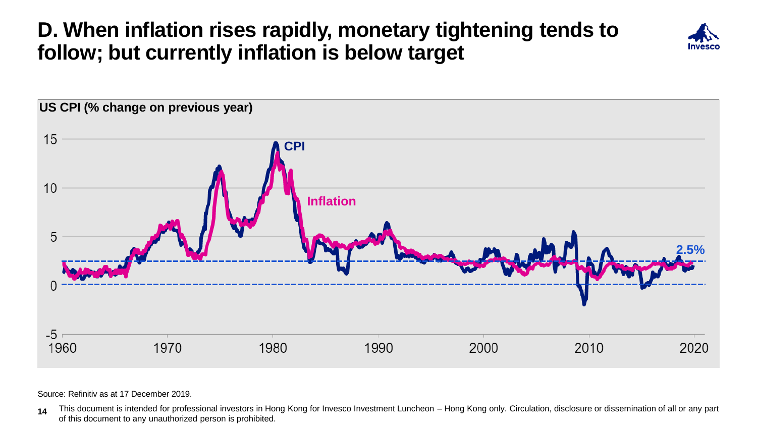# D. When inflation rises rapidly, monetary tightening tends to follow; but currently inflation is below target

**US CPI (% change on previous year)**

Source: Refinitiv as at 17 December 2019.

This document is intended for professional investors in Hong Kong for Invesco Investment Luncheon – Hong Kong only. Circulation, disclosure or dissemination of all or any part of this document to any unauthorized person is prohibited.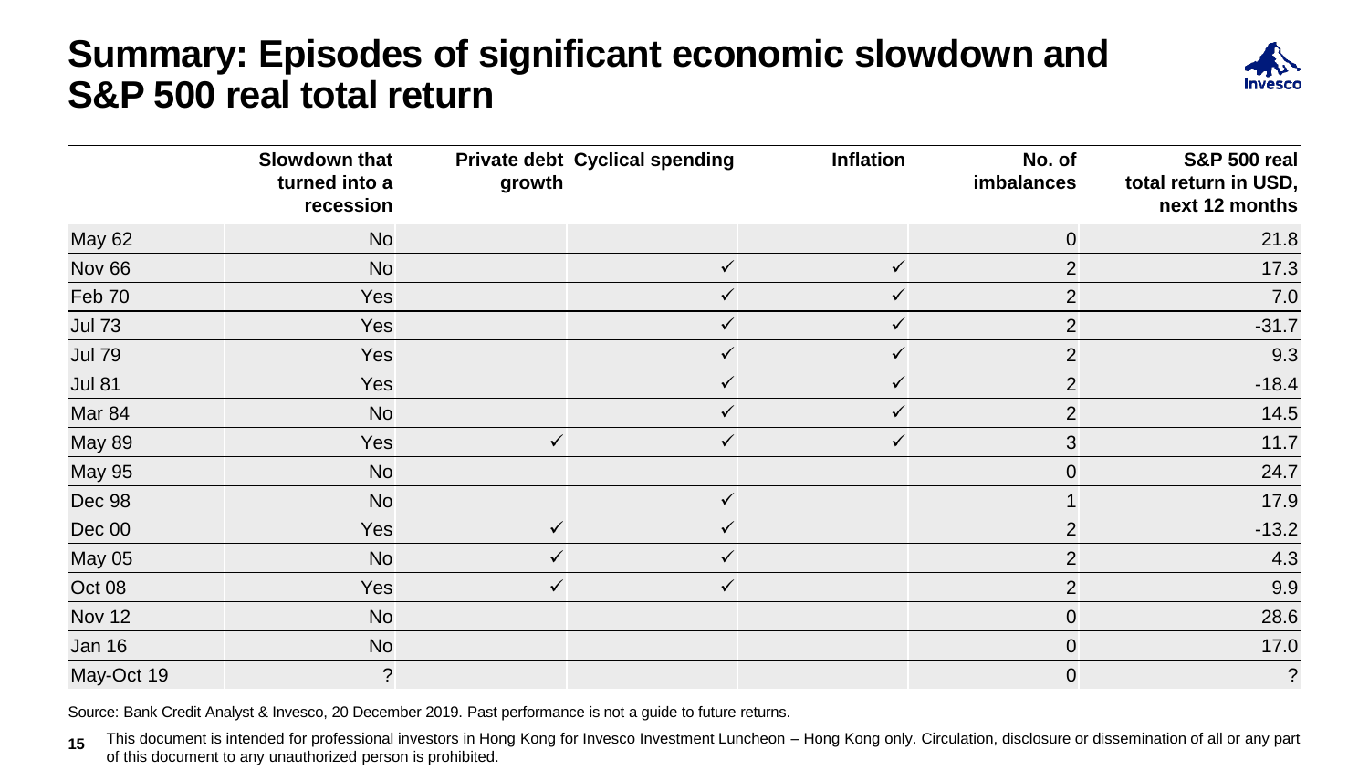# Summary: Episodes of significant economic slowdown and S&P 500 real total return

| | Slowdown that turned into a recession | Private debt growth | Cyclical spending | Inflation | No. of imbalances | S&P 500 real total return in USD, next 12 months |
|---|---|---|---|---|---|---|
| May 62 | No | | | | 0 | 21.8 |
| Nov 66 | No | | ✓ | ✓ | 2 | 17.3 |
| Feb 70 | Yes | | ✓ | ✓ | 2 | 7.0 |
| Jul 73 | Yes | | ✓ | ✓ | 2 | -31.7 |
| Jul 79 | Yes | | ✓ | ✓ | 2 | 9.3 |
| Jul 81 | Yes | | ✓ | ✓ | 2 | -18.4 |
| Mar 84 | No | | ✓ | ✓ | 2 | 14.5 |
| May 89 | Yes | ✓ | ✓ | ✓ | 3 | 11.7 |
| May 95 | No | | | | 0 | 24.7 |
| Dec 98 | No | | ✓ | | 1 | 17.9 |
| Dec 00 | Yes | ✓ | ✓ | | 2 | -13.2 |
| May 05 | No | ✓ | ✓ | | 2 | 4.3 |
| Oct 08 | Yes | ✓ | ✓ | | 2 | 9.9 |
| Nov 12 | No | | | | 0 | 28.6 |
| Jan 16 | No | | | | 0 | 17.0 |
| May-Oct 19 | ? | | | | 0 | ? |

Source: Bank Credit Analyst & Invesco, 20 December 2019. Past performance is not a guide to future returns.

This document is intended for professional investors in Hong Kong for Invesco Investment Luncheon – Hong Kong only. Circulation, disclosure or dissemination of all or any part of this document to any unauthorized person is prohibited.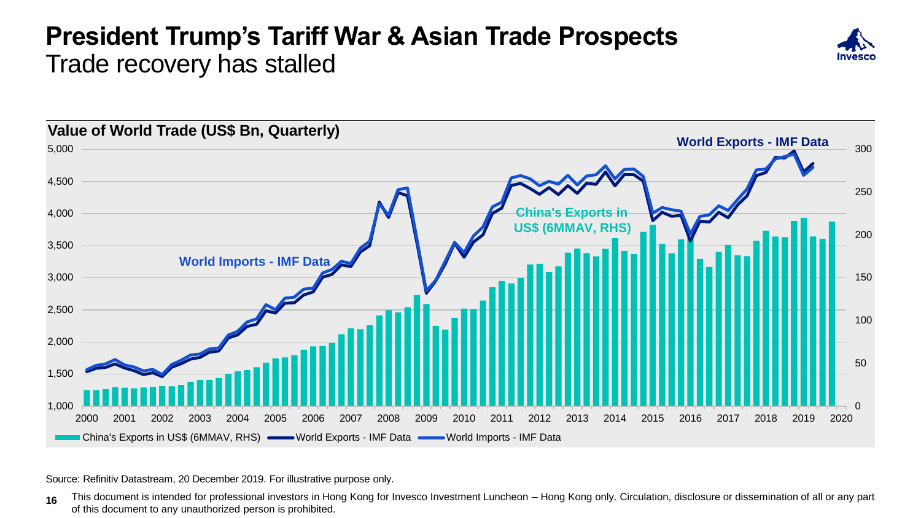# President Trump's Tariff War & Asian Trade Prospects

## Trade recovery has stalled

**Value of World Trade (US$ Bn, Quarterly)**

Legend: China's Exports in US$ (6MMAV, RHS); World Exports - IMF Data; World Imports - IMF Data

Source: Refinitiv Datastream, 20 December 2019. For illustrative purpose only.

This document is intended for professional investors in Hong Kong for Invesco Investment Luncheon – Hong Kong only. Circulation, disclosure or dissemination of all or any part of this document to any unauthorized person is prohibited.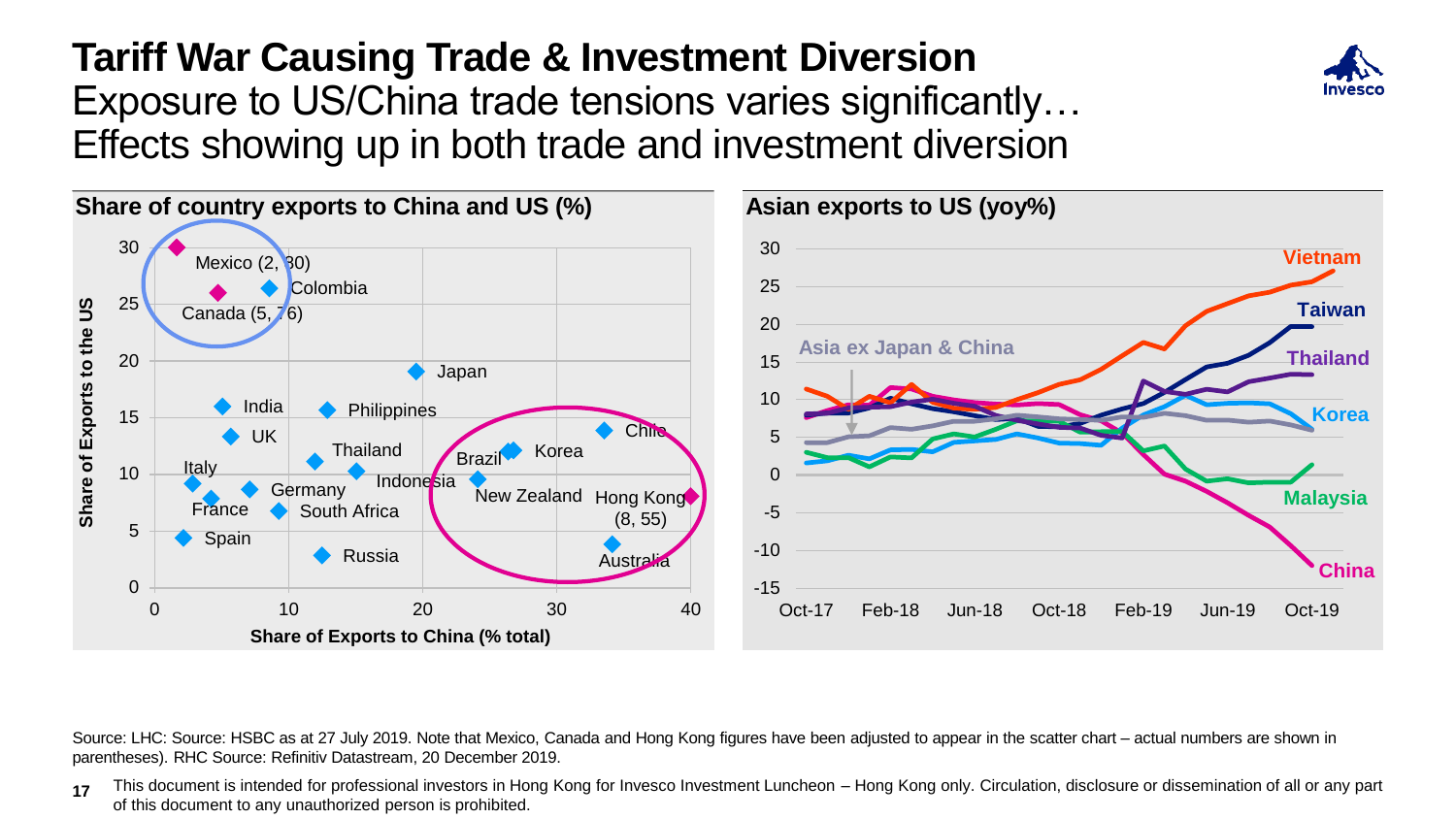# Tariff War Causing Trade & Investment Diversion

Exposure to US/China trade tensions varies significantly…
Effects showing up in both trade and investment diversion

**Share of country exports to China and US (%)**

Share of Exports to the US (y-axis: 0–30); Share of Exports to China (% total) (x-axis: 0–40)

Mexico (2, 30), Canada (5, 76), Colombia, Japan, India, Philippines, UK, Thailand, Italy, Indonesia, Germany, France, South Africa, Spain, Russia, Brazil, Korea, Chile, New Zealand, Hong Kong (8, 55), Australia

**Asian exports to US (yoy%)**

Oct-17, Feb-18, Jun-18, Oct-18, Feb-19, Jun-19, Oct-19

Vietnam, Taiwan, Thailand, Korea, Malaysia, China, Asia ex Japan & China

Source: LHC: Source: HSBC as at 27 July 2019. Note that Mexico, Canada and Hong Kong figures have been adjusted to appear in the scatter chart – actual numbers are shown in parentheses). RHC Source: Refinitiv Datastream, 20 December 2019.

This document is intended for professional investors in Hong Kong for Invesco Investment Luncheon – Hong Kong only. Circulation, disclosure or dissemination of all or any part of this document to any unauthorized person is prohibited.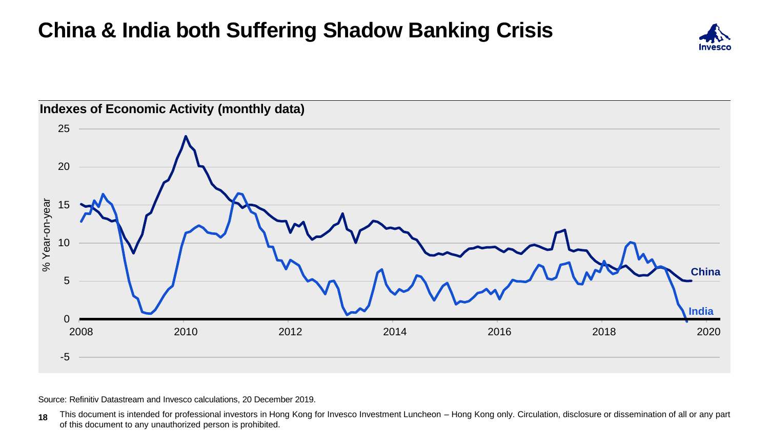# China & India both Suffering Shadow Banking Crisis

**Indexes of Economic Activity (monthly data)**

Source: Refinitiv Datastream and Invesco calculations, 20 December 2019.

This document is intended for professional investors in Hong Kong for Invesco Investment Luncheon – Hong Kong only. Circulation, disclosure or dissemination of all or any part of this document to any unauthorized person is prohibited.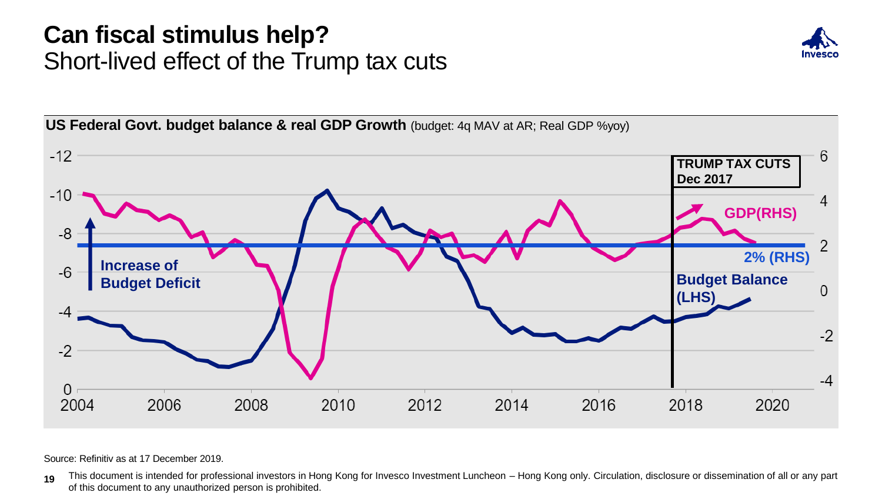# Can fiscal stimulus help?

## Short-lived effect of the Trump tax cuts

**US Federal Govt. budget balance & real GDP Growth** (budget: 4q MAV at AR; Real GDP %yoy)

Increase of Budget Deficit

TRUMP TAX CUTS Dec 2017

GDP(RHS)

2% (RHS)

Budget Balance (LHS)

Source: Refinitiv as at 17 December 2019.

This document is intended for professional investors in Hong Kong for Invesco Investment Luncheon – Hong Kong only. Circulation, disclosure or dissemination of all or any part of this document to any unauthorized person is prohibited.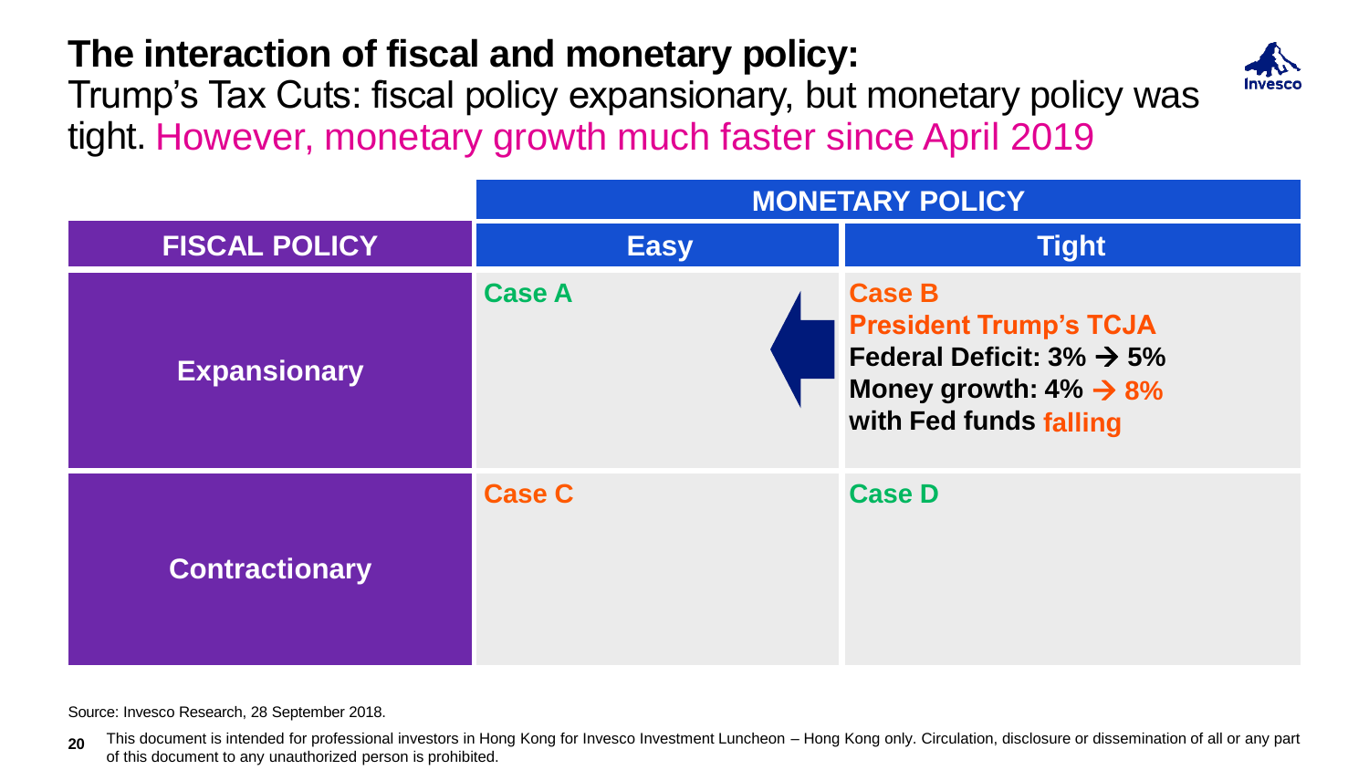# The interaction of fiscal and monetary policy:

Trump's Tax Cuts: fiscal policy expansionary, but monetary policy was tight. However, monetary growth much faster since April 2019

| FISCAL POLICY | MONETARY POLICY: Easy | MONETARY POLICY: Tight |
|---|---|---|
| **Expansionary** | **Case A** | **Case B**<br>**President Trump's TCJA**<br>**Federal Deficit: 3% → 5%**<br>**Money growth: 4% → 8%**<br>**with Fed funds falling** |
| **Contractionary** | **Case C** | **Case D** |

Source: Invesco Research, 28 September 2018.

This document is intended for professional investors in Hong Kong for Invesco Investment Luncheon – Hong Kong only. Circulation, disclosure or dissemination of all or any part of this document to any unauthorized person is prohibited.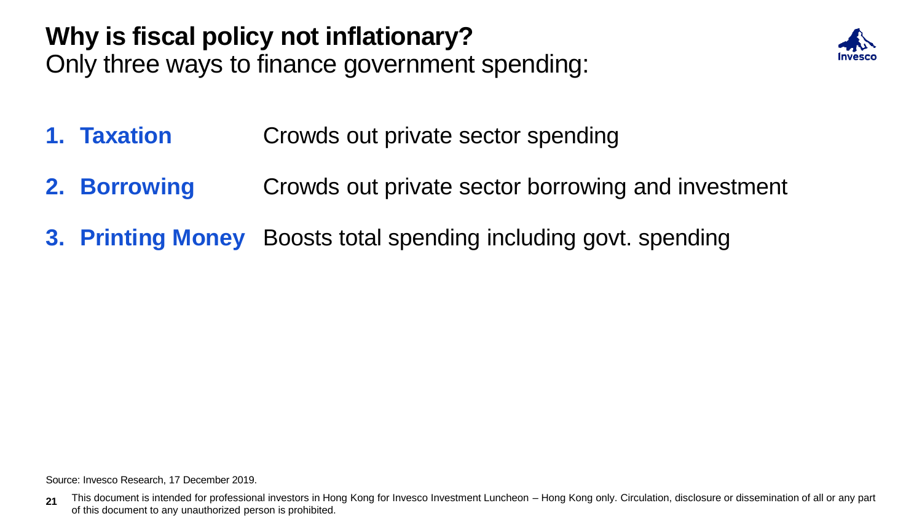# Why is fiscal policy not inflationary?

Only three ways to finance government spending:

1. **Taxation** Crowds out private sector spending
2. **Borrowing** Crowds out private sector borrowing and investment
3. **Printing Money** Boosts total spending including govt. spending

Source: Invesco Research, 17 December 2019.

This document is intended for professional investors in Hong Kong for Invesco Investment Luncheon – Hong Kong only. Circulation, disclosure or dissemination of all or any part of this document to any unauthorized person is prohibited.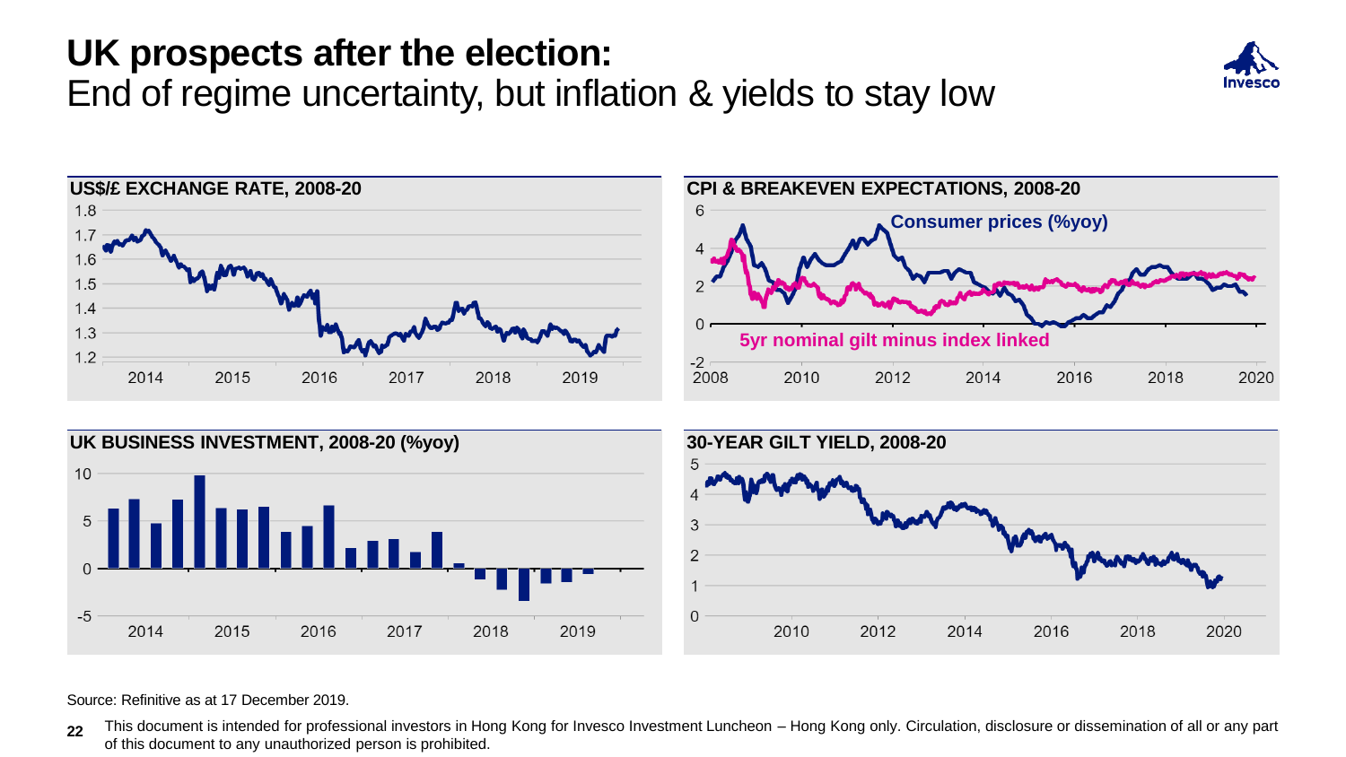# UK prospects after the election:

## End of regime uncertainty, but inflation & yields to stay low

**US$/£ EXCHANGE RATE, 2008-20**

**CPI & BREAKEVEN EXPECTATIONS, 2008-20**

Consumer prices (%yoy)

5yr nominal gilt minus index linked

**UK BUSINESS INVESTMENT, 2008-20 (%yoy)**

**30-YEAR GILT YIELD, 2008-20**

Source: Refinitiv as at 17 December 2019.

This document is intended for professional investors in Hong Kong for Invesco Investment Luncheon – Hong Kong only. Circulation, disclosure or dissemination of all or any part of this document to any unauthorized person is prohibited.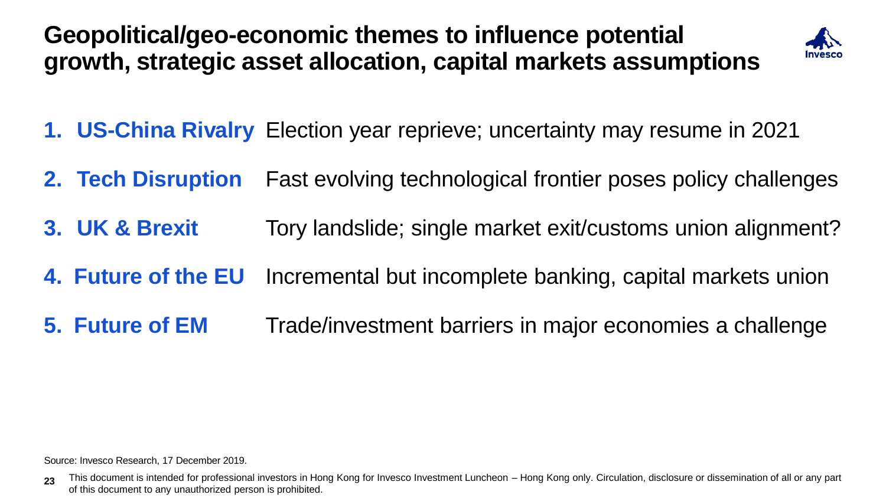# Geopolitical/geo-economic themes to influence potential growth, strategic asset allocation, capital markets assumptions

1. **US-China Rivalry** Election year reprieve; uncertainty may resume in 2021
2. **Tech Disruption** Fast evolving technological frontier poses policy challenges
3. **UK & Brexit** Tory landslide; single market exit/customs union alignment?
4. **Future of the EU** Incremental but incomplete banking, capital markets union
5. **Future of EM** Trade/investment barriers in major economies a challenge

Source: Invesco Research, 17 December 2019.

This document is intended for professional investors in Hong Kong for Invesco Investment Luncheon – Hong Kong only. Circulation, disclosure or dissemination of all or any part of this document to any unauthorized person is prohibited.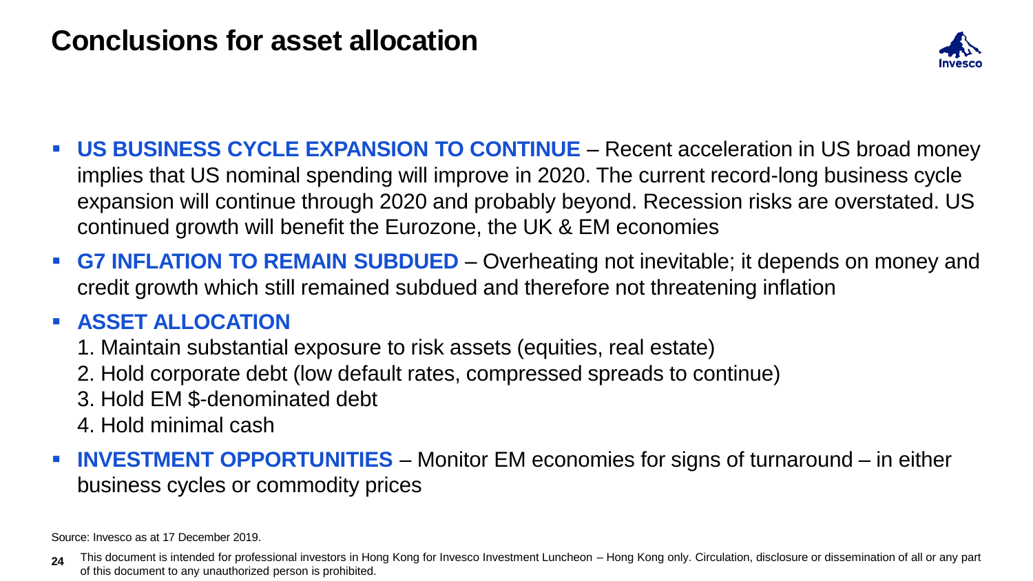# Conclusions for asset allocation

- **US BUSINESS CYCLE EXPANSION TO CONTINUE** – Recent acceleration in US broad money implies that US nominal spending will improve in 2020. The current record-long business cycle expansion will continue through 2020 and probably beyond. Recession risks are overstated. US continued growth will benefit the Eurozone, the UK & EM economies
- **G7 INFLATION TO REMAIN SUBDUED** – Overheating not inevitable; it depends on money and credit growth which still remained subdued and therefore not threatening inflation
- **ASSET ALLOCATION**
  1. Maintain substantial exposure to risk assets (equities, real estate)
  2. Hold corporate debt (low default rates, compressed spreads to continue)
  3. Hold EM $-denominated debt
  4. Hold minimal cash
- **INVESTMENT OPPORTUNITIES** – Monitor EM economies for signs of turnaround – in either business cycles or commodity prices

Source: Invesco as at 17 December 2019.

This document is intended for professional investors in Hong Kong for Invesco Investment Luncheon – Hong Kong only. Circulation, disclosure or dissemination of all or any part of this document to any unauthorized person is prohibited.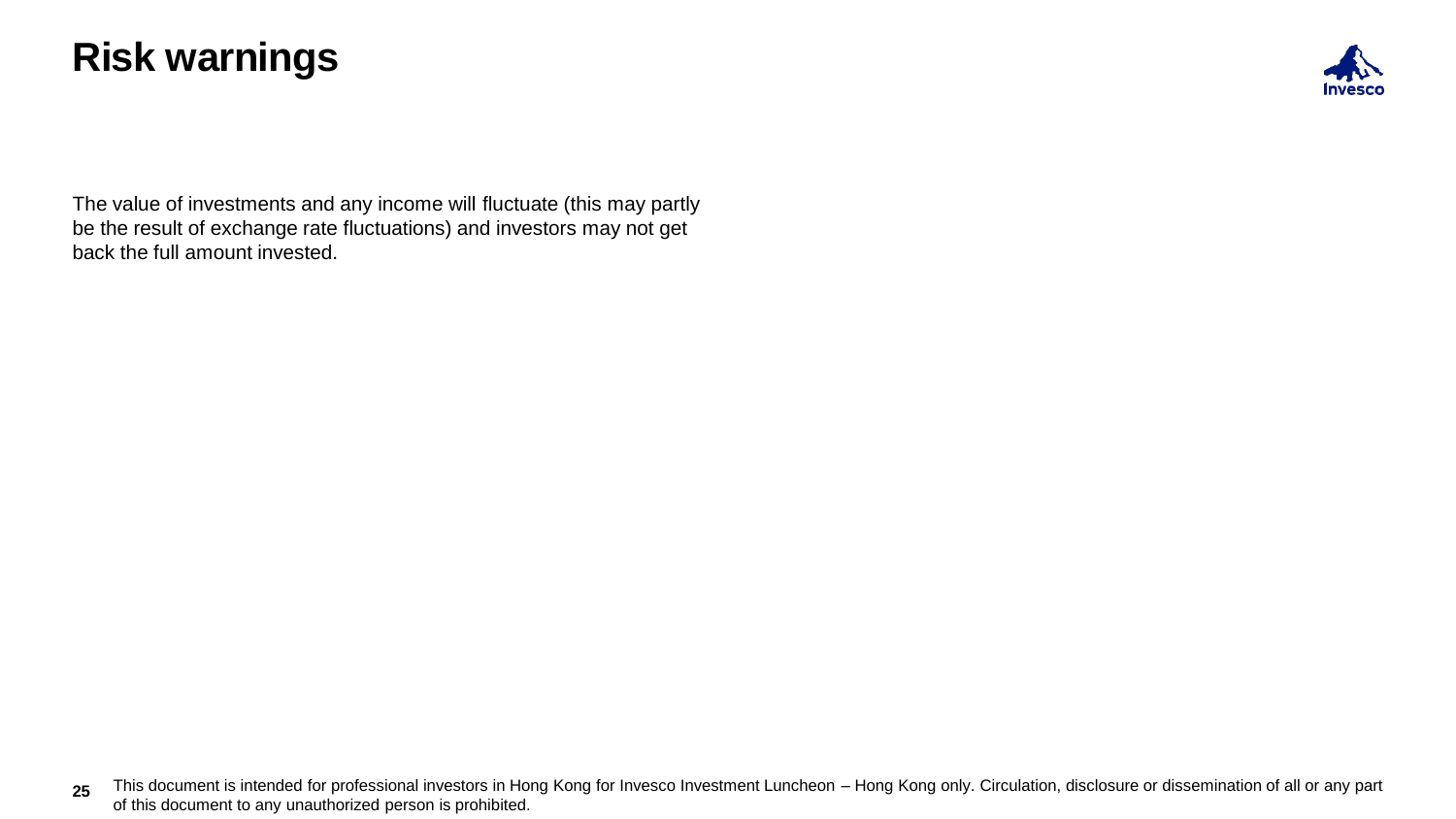# Risk warnings

The value of investments and any income will fluctuate (this may partly be the result of exchange rate fluctuations) and investors may not get back the full amount invested.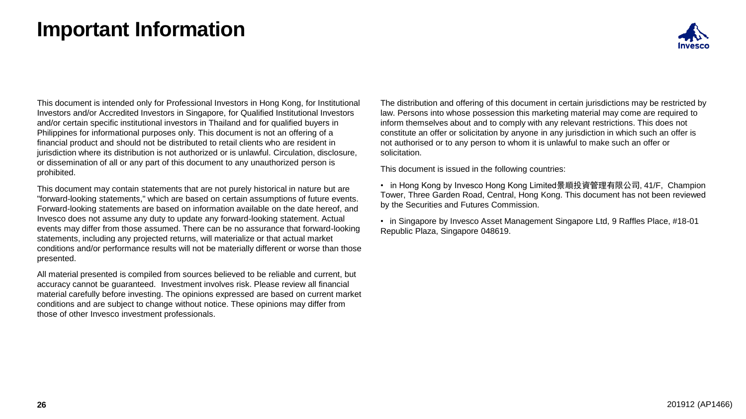# Important Information

This document is intended only for Professional Investors in Hong Kong, for Institutional Investors and/or Accredited Investors in Singapore, for Qualified Institutional Investors and/or certain specific institutional investors in Thailand and for qualified buyers in Philippines for informational purposes only. This document is not an offering of a financial product and should not be distributed to retail clients who are resident in jurisdiction where its distribution is not authorized or is unlawful. Circulation, disclosure, or dissemination of all or any part of this document to any unauthorized person is prohibited.

This document may contain statements that are not purely historical in nature but are "forward-looking statements," which are based on certain assumptions of future events. Forward-looking statements are based on information available on the date hereof, and Invesco does not assume any duty to update any forward-looking statement. Actual events may differ from those assumed. There can be no assurance that forward-looking statements, including any projected returns, will materialize or that actual market conditions and/or performance results will not be materially different or worse than those presented.

All material presented is compiled from sources believed to be reliable and current, but accuracy cannot be guaranteed. Investment involves risk. Please review all financial material carefully before investing. The opinions expressed are based on current market conditions and are subject to change without notice. These opinions may differ from those of other Invesco investment professionals.

The distribution and offering of this document in certain jurisdictions may be restricted by law. Persons into whose possession this marketing material may come are required to inform themselves about and to comply with any relevant restrictions. This does not constitute an offer or solicitation by anyone in any jurisdiction in which such an offer is not authorised or to any person to whom it is unlawful to make such an offer or solicitation.

This document is issued in the following countries:

- in Hong Kong by Invesco Hong Kong Limited景順投資管理有限公司, 41/F, Champion Tower, Three Garden Road, Central, Hong Kong. This document has not been reviewed by the Securities and Futures Commission.
- in Singapore by Invesco Asset Management Singapore Ltd, 9 Raffles Place, #18-01 Republic Plaza, Singapore 048619.

201912 (AP1466)